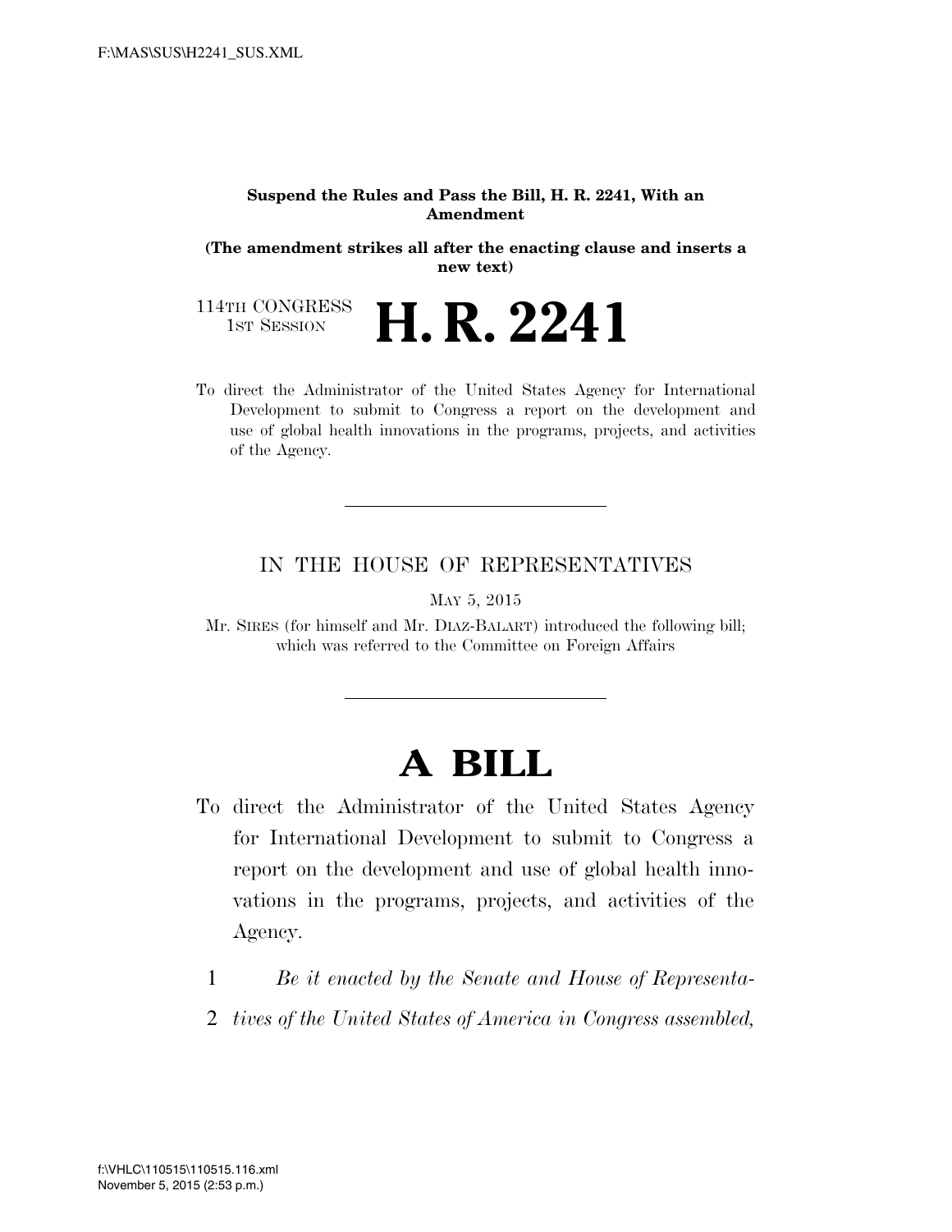**Suspend the Rules and Pass the Bill, H. R. 2241, With an Amendment**

**(The amendment strikes all after the enacting clause and inserts a new text)**

114TH CONGRESS
1ST SESSION

# H. R. 2241

To direct the Administrator of the United States Agency for International Development to submit to Congress a report on the development and use of global health innovations in the programs, projects, and activities of the Agency.

---

IN THE HOUSE OF REPRESENTATIVES

MAY 5, 2015

Mr. SIRES (for himself and Mr. DIAZ-BALART) introduced the following bill; which was referred to the Committee on Foreign Affairs

---

# A BILL

To direct the Administrator of the United States Agency for International Development to submit to Congress a report on the development and use of global health innovations in the programs, projects, and activities of the Agency.

1 *Be it enacted by the Senate and House of Representa-*
2 *tives of the United States of America in Congress assembled,*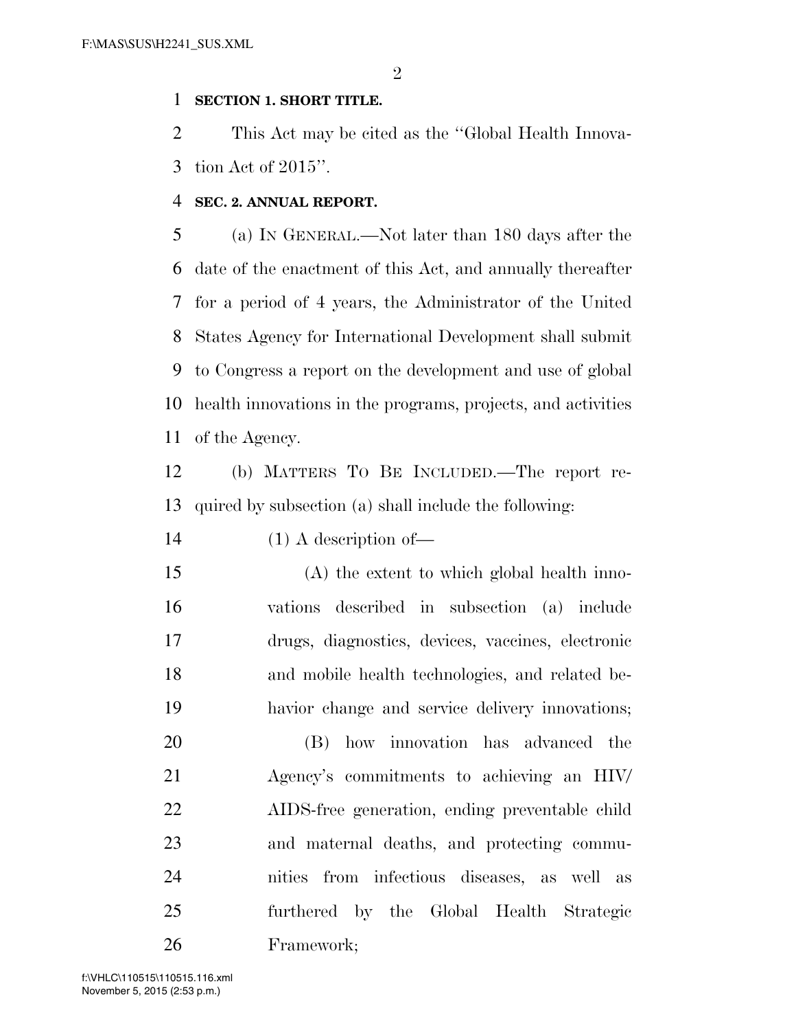**SECTION 1. SHORT TITLE.**

This Act may be cited as the "Global Health Innovation Act of 2015".

**SEC. 2. ANNUAL REPORT.**

(a) IN GENERAL.—Not later than 180 days after the date of the enactment of this Act, and annually thereafter for a period of 4 years, the Administrator of the United States Agency for International Development shall submit to Congress a report on the development and use of global health innovations in the programs, projects, and activities of the Agency.

(b) MATTERS TO BE INCLUDED.—The report required by subsection (a) shall include the following:

(1) A description of—

(A) the extent to which global health innovations described in subsection (a) include drugs, diagnostics, devices, vaccines, electronic and mobile health technologies, and related behavior change and service delivery innovations;

(B) how innovation has advanced the Agency's commitments to achieving an HIV/AIDS-free generation, ending preventable child and maternal deaths, and protecting communities from infectious diseases, as well as furthered by the Global Health Strategic Framework;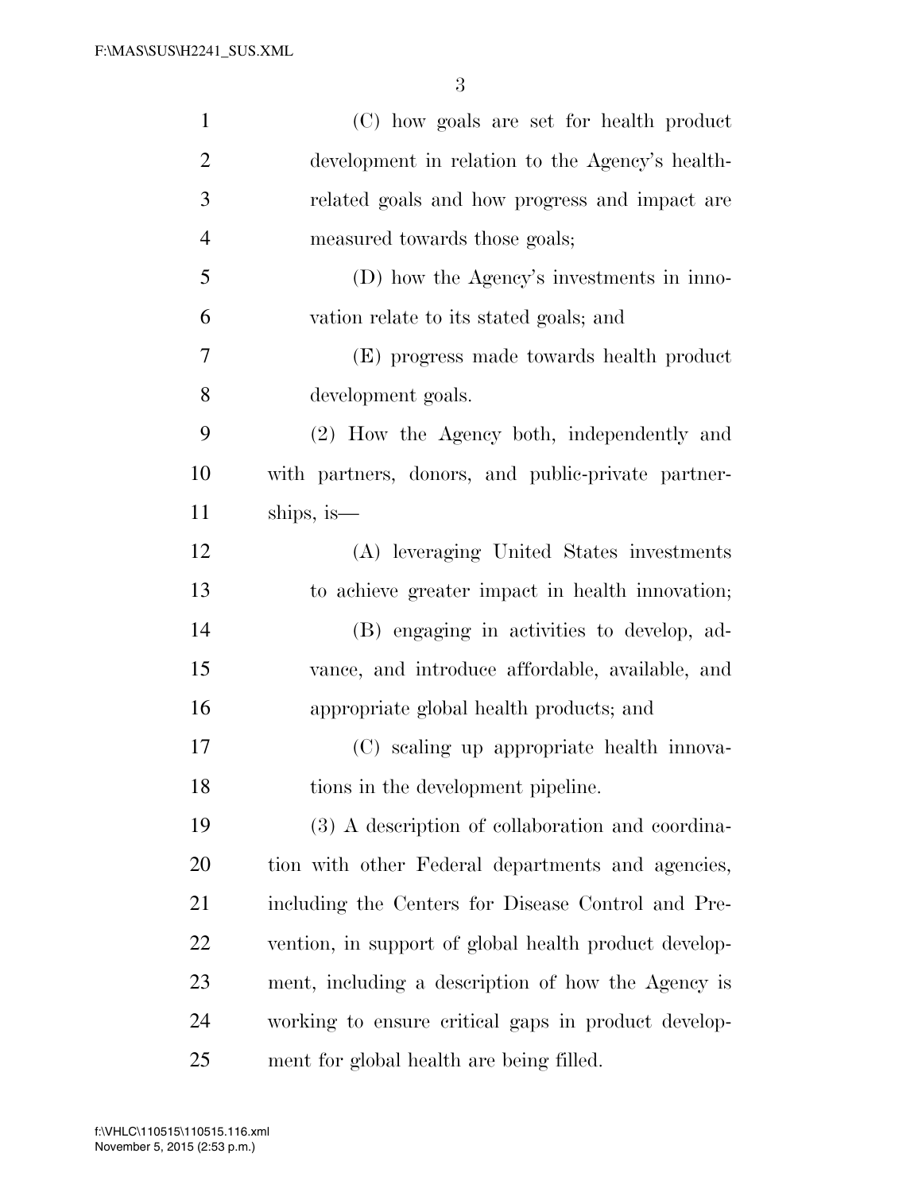(C) how goals are set for health product development in relation to the Agency's health-related goals and how progress and impact are measured towards those goals;

(D) how the Agency's investments in innovation relate to its stated goals; and

(E) progress made towards health product development goals.

(2) How the Agency both, independently and with partners, donors, and public-private partnerships, is—

(A) leveraging United States investments to achieve greater impact in health innovation;

(B) engaging in activities to develop, advance, and introduce affordable, available, and appropriate global health products; and

(C) scaling up appropriate health innovations in the development pipeline.

(3) A description of collaboration and coordination with other Federal departments and agencies, including the Centers for Disease Control and Prevention, in support of global health product development, including a description of how the Agency is working to ensure critical gaps in product development for global health are being filled.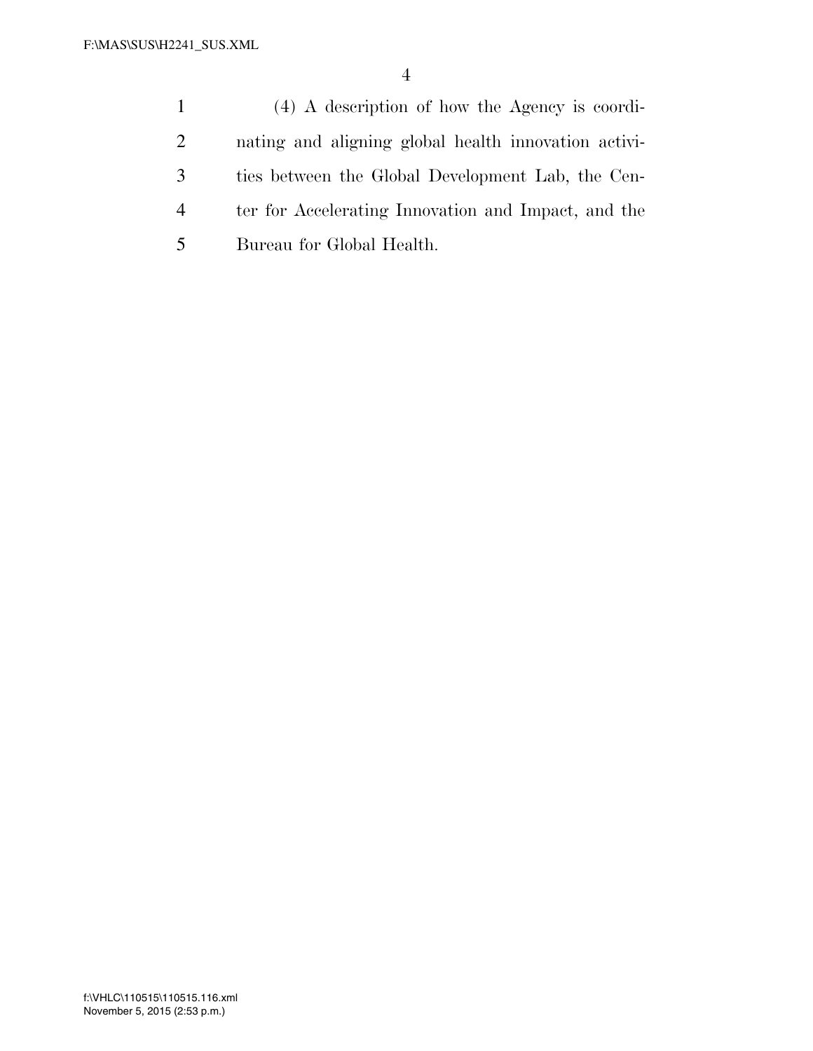(4) A description of how the Agency is coordinating and aligning global health innovation activities between the Global Development Lab, the Center for Accelerating Innovation and Impact, and the Bureau for Global Health.